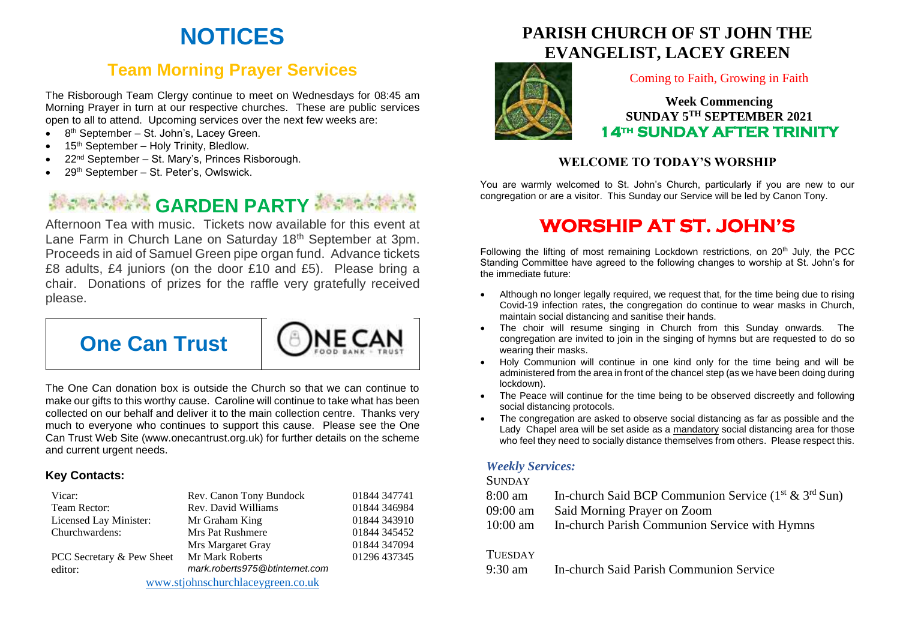# NOTICES

## Team Morning Prayer Services

The Risborough Team Clergy continue to meet on Wednesdays for 08:45 am Morning Prayer in turn at our respective churches. These are public services open to all to attend. Upcoming services over the next few weeks are:

- 8th September – St. John's, Lacey Green.
- 15th September – Holy Trinity, Bledlow.
- 22nd September – St. Mary's, Princes Risborough.
- 29th September – St. Peter's, Owlswick.

## GARDEN PARTY

Afternoon Tea with music. Tickets now available for this event at Lane Farm in Church Lane on Saturday 18th September at 3pm. Proceeds in aid of Samuel Green pipe organ fund. Advance tickets £8 adults, £4 juniors (on the door £10 and £5). Please bring a chair. Donations of prizes for the raffle very gratefully received please.

## One Can Trust

ONE CAN FOOD BANK · TRUST

The One Can donation box is outside the Church so that we can continue to make our gifts to this worthy cause. Caroline will continue to take what has been collected on our behalf and deliver it to the main collection centre. Thanks very much to everyone who continues to support this cause. Please see the One Can Trust Web Site (www.onecantrust.org.uk) for further details on the scheme and current urgent needs.

**Key Contacts:**

| | | |
|---|---|---|
| Vicar: | Rev. Canon Tony Bundock | 01844 347741 |
| Team Rector: | Rev. David Williams | 01844 346984 |
| Licensed Lay Minister: | Mr Graham King | 01844 343910 |
| Churchwardens: | Mrs Pat Rushmere | 01844 345452 |
| | Mrs Margaret Gray | 01844 347094 |
| PCC Secretary & Pew Sheet editor: | Mr Mark Roberts *mark.roberts975@btinternet.com* | 01296 437345 |

www.stjohnschurchlaceygreen.co.uk

# PARISH CHURCH OF ST JOHN THE EVANGELIST, LACEY GREEN

Coming to Faith, Growing in Faith

**Week Commencing**
**SUNDAY 5TH SEPTEMBER 2021**
**14TH SUNDAY AFTER TRINITY**

### WELCOME TO TODAY'S WORSHIP

You are warmly welcomed to St. John's Church, particularly if you are new to our congregation or are a visitor. This Sunday our Service will be led by Canon Tony.

## WORSHIP AT ST. JOHN'S

Following the lifting of most remaining Lockdown restrictions, on 20th July, the PCC Standing Committee have agreed to the following changes to worship at St. John's for the immediate future:

- Although no longer legally required, we request that, for the time being due to rising Covid-19 infection rates, the congregation do continue to wear masks in Church, maintain social distancing and sanitise their hands.
- The choir will resume singing in Church from this Sunday onwards. The congregation are invited to join in the singing of hymns but are requested to do so wearing their masks.
- Holy Communion will continue in one kind only for the time being and will be administered from the area in front of the chancel step (as we have been doing during lockdown).
- The Peace will continue for the time being to be observed discreetly and following social distancing protocols.
- The congregation are asked to observe social distancing as far as possible and the Lady Chapel area will be set aside as a mandatory social distancing area for those who feel they need to socially distance themselves from others. Please respect this.

*Weekly Services:*

SUNDAY

| | |
|---|---|
| 8:00 am | In-church Said BCP Communion Service (1st & 3rd Sun) |
| 09:00 am | Said Morning Prayer on Zoom |
| 10:00 am | In-church Parish Communion Service with Hymns |

TUESDAY

| | |
|---|---|
| 9:30 am | In-church Said Parish Communion Service |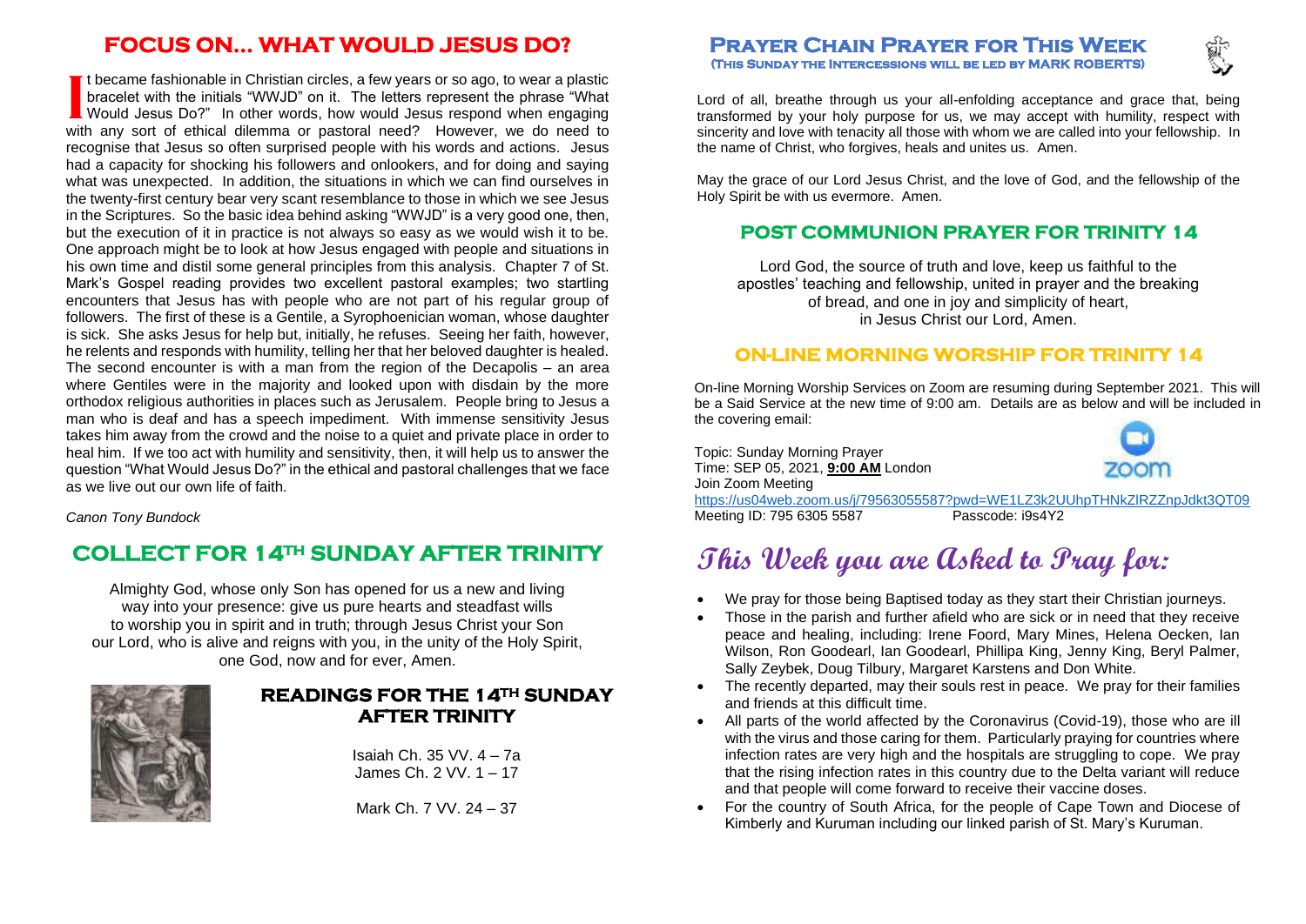## FOCUS ON… WHAT WOULD JESUS DO?

It became fashionable in Christian circles, a few years or so ago, to wear a plastic bracelet with the initials "WWJD" on it. The letters represent the phrase "What Would Jesus Do?" In other words, how would Jesus respond when engaging with any sort of ethical dilemma or pastoral need? However, we do need to recognise that Jesus so often surprised people with his words and actions. Jesus had a capacity for shocking his followers and onlookers, and for doing and saying what was unexpected. In addition, the situations in which we can find ourselves in the twenty-first century bear very scant resemblance to those in which we see Jesus in the Scriptures. So the basic idea behind asking "WWJD" is a very good one, then, but the execution of it in practice is not always so easy as we would wish it to be. One approach might be to look at how Jesus engaged with people and situations in his own time and distil some general principles from this analysis. Chapter 7 of St. Mark's Gospel reading provides two excellent pastoral examples; two startling encounters that Jesus has with people who are not part of his regular group of followers. The first of these is a Gentile, a Syrophoenician woman, whose daughter is sick. She asks Jesus for help but, initially, he refuses. Seeing her faith, however, he relents and responds with humility, telling her that her beloved daughter is healed. The second encounter is with a man from the region of the Decapolis – an area where Gentiles were in the majority and looked upon with disdain by the more orthodox religious authorities in places such as Jerusalem. People bring to Jesus a man who is deaf and has a speech impediment. With immense sensitivity Jesus takes him away from the crowd and the noise to a quiet and private place in order to heal him. If we too act with humility and sensitivity, then, it will help us to answer the question "What Would Jesus Do?" in the ethical and pastoral challenges that we face as we live out our own life of faith.

*Canon Tony Bundock*

## COLLECT FOR 14TH SUNDAY AFTER TRINITY

Almighty God, whose only Son has opened for us a new and living way into your presence: give us pure hearts and steadfast wills to worship you in spirit and in truth; through Jesus Christ your Son our Lord, who is alive and reigns with you, in the unity of the Holy Spirit, one God, now and for ever, Amen.

### READINGS FOR THE 14TH SUNDAY AFTER TRINITY

Isaiah Ch. 35 VV. 4 – 7a
James Ch. 2 VV. 1 – 17

Mark Ch. 7 VV. 24 – 37

## PRAYER CHAIN PRAYER FOR THIS WEEK

**(THIS SUNDAY THE INTERCESSIONS WILL BE LED BY MARK ROBERTS)**

Lord of all, breathe through us your all-enfolding acceptance and grace that, being transformed by your holy purpose for us, we may accept with humility, respect with sincerity and love with tenacity all those with whom we are called into your fellowship. In the name of Christ, who forgives, heals and unites us. Amen.

May the grace of our Lord Jesus Christ, and the love of God, and the fellowship of the Holy Spirit be with us evermore. Amen.

## POST COMMUNION PRAYER FOR TRINITY 14

Lord God, the source of truth and love, keep us faithful to the apostles' teaching and fellowship, united in prayer and the breaking of bread, and one in joy and simplicity of heart, in Jesus Christ our Lord, Amen.

## ON-LINE MORNING WORSHIP FOR TRINITY 14

On-line Morning Worship Services on Zoom are resuming during September 2021. This will be a Said Service at the new time of 9:00 am. Details are as below and will be included in the covering email:

Topic: Sunday Morning Prayer
Time: SEP 05, 2021, **9:00 AM** London
Join Zoom Meeting
https://us04web.zoom.us/j/79563055587?pwd=WE1LZ3k2UUhpTHNkZlRZZnpJdkt3QT09
Meeting ID: 795 6305 5587 Passcode: i9s4Y2

## This Week you are Asked to Pray for:

- We pray for those being Baptised today as they start their Christian journeys.
- Those in the parish and further afield who are sick or in need that they receive peace and healing, including: Irene Foord, Mary Mines, Helena Oecken, Ian Wilson, Ron Goodearl, Ian Goodearl, Phillipa King, Jenny King, Beryl Palmer, Sally Zeybek, Doug Tilbury, Margaret Karstens and Don White.
- The recently departed, may their souls rest in peace. We pray for their families and friends at this difficult time.
- All parts of the world affected by the Coronavirus (Covid-19), those who are ill with the virus and those caring for them. Particularly praying for countries where infection rates are very high and the hospitals are struggling to cope. We pray that the rising infection rates in this country due to the Delta variant will reduce and that people will come forward to receive their vaccine doses.
- For the country of South Africa, for the people of Cape Town and Diocese of Kimberly and Kuruman including our linked parish of St. Mary's Kuruman.